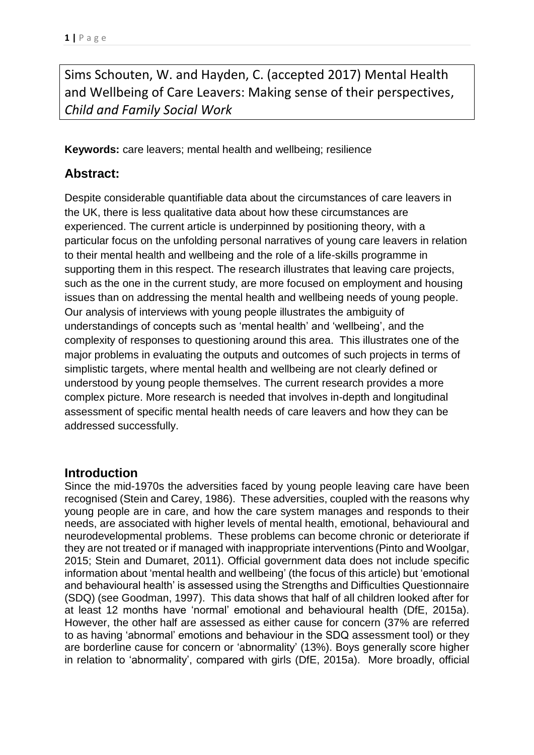Sims Schouten, W. and Hayden, C. (accepted 2017) Mental Health and Wellbeing of Care Leavers: Making sense of their perspectives, *Child and Family Social Work*

**Keywords:** care leavers; mental health and wellbeing; resilience

## Abstract:

Despite considerable quantifiable data about the circumstances of care leavers in the UK, there is less qualitative data about how these circumstances are experienced. The current article is underpinned by positioning theory, with a particular focus on the unfolding personal narratives of young care leavers in relation to their mental health and wellbeing and the role of a life-skills programme in supporting them in this respect. The research illustrates that leaving care projects, such as the one in the current study, are more focused on employment and housing issues than on addressing the mental health and wellbeing needs of young people. Our analysis of interviews with young people illustrates the ambiguity of understandings of concepts such as 'mental health' and 'wellbeing', and the complexity of responses to questioning around this area. This illustrates one of the major problems in evaluating the outputs and outcomes of such projects in terms of simplistic targets, where mental health and wellbeing are not clearly defined or understood by young people themselves. The current research provides a more complex picture. More research is needed that involves in-depth and longitudinal assessment of specific mental health needs of care leavers and how they can be addressed successfully.

## Introduction

Since the mid-1970s the adversities faced by young people leaving care have been recognised (Stein and Carey, 1986). These adversities, coupled with the reasons why young people are in care, and how the care system manages and responds to their needs, are associated with higher levels of mental health, emotional, behavioural and neurodevelopmental problems. These problems can become chronic or deteriorate if they are not treated or if managed with inappropriate interventions (Pinto and Woolgar, 2015; Stein and Dumaret, 2011). Official government data does not include specific information about 'mental health and wellbeing' (the focus of this article) but 'emotional and behavioural health' is assessed using the Strengths and Difficulties Questionnaire (SDQ) (see Goodman, 1997). This data shows that half of all children looked after for at least 12 months have 'normal' emotional and behavioural health (DfE, 2015a). However, the other half are assessed as either cause for concern (37% are referred to as having 'abnormal' emotions and behaviour in the SDQ assessment tool) or they are borderline cause for concern or 'abnormality' (13%). Boys generally score higher in relation to 'abnormality', compared with girls (DfE, 2015a). More broadly, official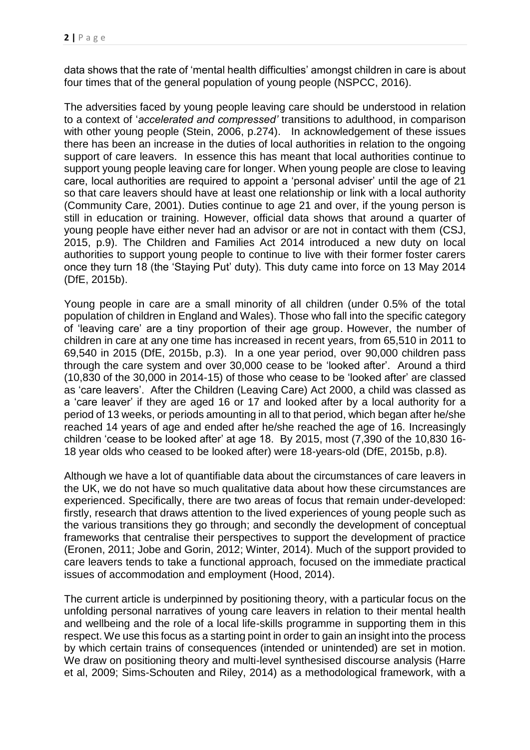data shows that the rate of 'mental health difficulties' amongst children in care is about four times that of the general population of young people (NSPCC, 2016).

The adversities faced by young people leaving care should be understood in relation to a context of '*accelerated and compressed'* transitions to adulthood, in comparison with other young people (Stein, 2006, p.274). In acknowledgement of these issues there has been an increase in the duties of local authorities in relation to the ongoing support of care leavers. In essence this has meant that local authorities continue to support young people leaving care for longer. When young people are close to leaving care, local authorities are required to appoint a 'personal adviser' until the age of 21 so that care leavers should have at least one relationship or link with a local authority (Community Care, 2001). Duties continue to age 21 and over, if the young person is still in education or training. However, official data shows that around a quarter of young people have either never had an advisor or are not in contact with them (CSJ, 2015, p.9). The Children and Families Act 2014 introduced a new duty on local authorities to support young people to continue to live with their former foster carers once they turn 18 (the 'Staying Put' duty). This duty came into force on 13 May 2014 (DfE, 2015b).

Young people in care are a small minority of all children (under 0.5% of the total population of children in England and Wales). Those who fall into the specific category of 'leaving care' are a tiny proportion of their age group. However, the number of children in care at any one time has increased in recent years, from 65,510 in 2011 to 69,540 in 2015 (DfE, 2015b, p.3). In a one year period, over 90,000 children pass through the care system and over 30,000 cease to be 'looked after'. Around a third (10,830 of the 30,000 in 2014-15) of those who cease to be 'looked after' are classed as 'care leavers'. After the Children (Leaving Care) Act 2000, a child was classed as a 'care leaver' if they are aged 16 or 17 and looked after by a local authority for a period of 13 weeks, or periods amounting in all to that period, which began after he/she reached 14 years of age and ended after he/she reached the age of 16. Increasingly children 'cease to be looked after' at age 18. By 2015, most (7,390 of the 10,830 16-18 year olds who ceased to be looked after) were 18-years-old (DfE, 2015b, p.8).

Although we have a lot of quantifiable data about the circumstances of care leavers in the UK, we do not have so much qualitative data about how these circumstances are experienced. Specifically, there are two areas of focus that remain under-developed: firstly, research that draws attention to the lived experiences of young people such as the various transitions they go through; and secondly the development of conceptual frameworks that centralise their perspectives to support the development of practice (Eronen, 2011; Jobe and Gorin, 2012; Winter, 2014). Much of the support provided to care leavers tends to take a functional approach, focused on the immediate practical issues of accommodation and employment (Hood, 2014).

The current article is underpinned by positioning theory, with a particular focus on the unfolding personal narratives of young care leavers in relation to their mental health and wellbeing and the role of a local life-skills programme in supporting them in this respect. We use this focus as a starting point in order to gain an insight into the process by which certain trains of consequences (intended or unintended) are set in motion. We draw on positioning theory and multi-level synthesised discourse analysis (Harre et al, 2009; Sims-Schouten and Riley, 2014) as a methodological framework, with a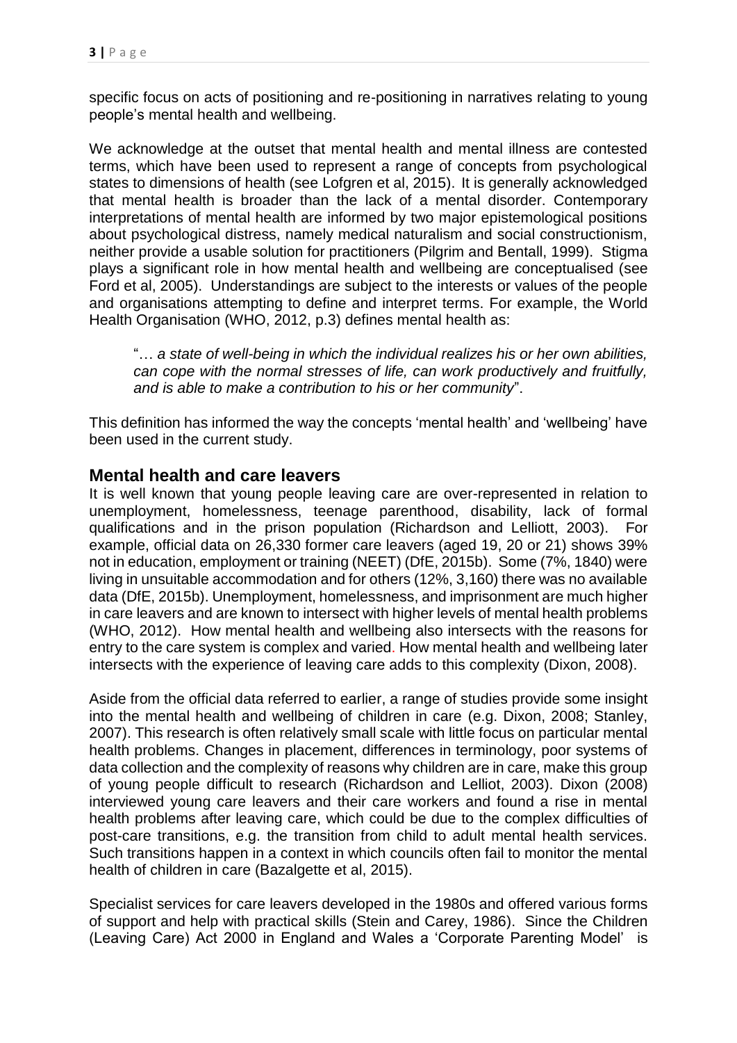specific focus on acts of positioning and re-positioning in narratives relating to young people's mental health and wellbeing.

We acknowledge at the outset that mental health and mental illness are contested terms, which have been used to represent a range of concepts from psychological states to dimensions of health (see Lofgren et al, 2015). It is generally acknowledged that mental health is broader than the lack of a mental disorder. Contemporary interpretations of mental health are informed by two major epistemological positions about psychological distress, namely medical naturalism and social constructionism, neither provide a usable solution for practitioners (Pilgrim and Bentall, 1999). Stigma plays a significant role in how mental health and wellbeing are conceptualised (see Ford et al, 2005). Understandings are subject to the interests or values of the people and organisations attempting to define and interpret terms. For example, the World Health Organisation (WHO, 2012, p.3) defines mental health as:

> "… *a state of well-being in which the individual realizes his or her own abilities, can cope with the normal stresses of life, can work productively and fruitfully, and is able to make a contribution to his or her community*".

This definition has informed the way the concepts 'mental health' and 'wellbeing' have been used in the current study.

## Mental health and care leavers

It is well known that young people leaving care are over-represented in relation to unemployment, homelessness, teenage parenthood, disability, lack of formal qualifications and in the prison population (Richardson and Lelliott, 2003). For example, official data on 26,330 former care leavers (aged 19, 20 or 21) shows 39% not in education, employment or training (NEET) (DfE, 2015b). Some (7%, 1840) were living in unsuitable accommodation and for others (12%, 3,160) there was no available data (DfE, 2015b). Unemployment, homelessness, and imprisonment are much higher in care leavers and are known to intersect with higher levels of mental health problems (WHO, 2012). How mental health and wellbeing also intersects with the reasons for entry to the care system is complex and varied. How mental health and wellbeing later intersects with the experience of leaving care adds to this complexity (Dixon, 2008).

Aside from the official data referred to earlier, a range of studies provide some insight into the mental health and wellbeing of children in care (e.g. Dixon, 2008; Stanley, 2007). This research is often relatively small scale with little focus on particular mental health problems. Changes in placement, differences in terminology, poor systems of data collection and the complexity of reasons why children are in care, make this group of young people difficult to research (Richardson and Lelliot, 2003). Dixon (2008) interviewed young care leavers and their care workers and found a rise in mental health problems after leaving care, which could be due to the complex difficulties of post-care transitions, e.g. the transition from child to adult mental health services. Such transitions happen in a context in which councils often fail to monitor the mental health of children in care (Bazalgette et al, 2015).

Specialist services for care leavers developed in the 1980s and offered various forms of support and help with practical skills (Stein and Carey, 1986). Since the Children (Leaving Care) Act 2000 in England and Wales a 'Corporate Parenting Model' is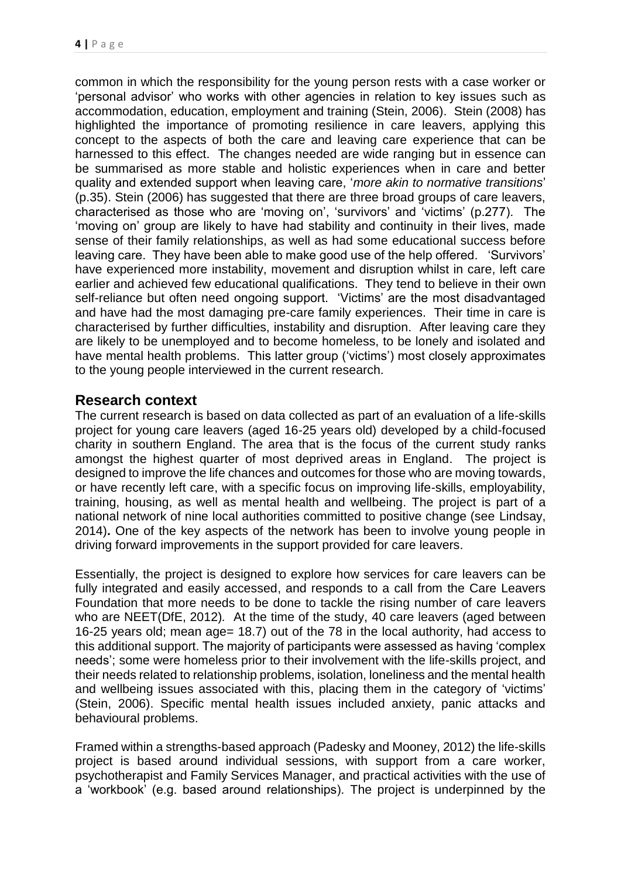common in which the responsibility for the young person rests with a case worker or 'personal advisor' who works with other agencies in relation to key issues such as accommodation, education, employment and training (Stein, 2006). Stein (2008) has highlighted the importance of promoting resilience in care leavers, applying this concept to the aspects of both the care and leaving care experience that can be harnessed to this effect. The changes needed are wide ranging but in essence can be summarised as more stable and holistic experiences when in care and better quality and extended support when leaving care, '*more akin to normative transitions*' (p.35). Stein (2006) has suggested that there are three broad groups of care leavers, characterised as those who are 'moving on', 'survivors' and 'victims' (p.277). The 'moving on' group are likely to have had stability and continuity in their lives, made sense of their family relationships, as well as had some educational success before leaving care. They have been able to make good use of the help offered. 'Survivors' have experienced more instability, movement and disruption whilst in care, left care earlier and achieved few educational qualifications. They tend to believe in their own self-reliance but often need ongoing support. 'Victims' are the most disadvantaged and have had the most damaging pre-care family experiences. Their time in care is characterised by further difficulties, instability and disruption. After leaving care they are likely to be unemployed and to become homeless, to be lonely and isolated and have mental health problems. This latter group ('victims') most closely approximates to the young people interviewed in the current research.

## Research context

The current research is based on data collected as part of an evaluation of a life-skills project for young care leavers (aged 16-25 years old) developed by a child-focused charity in southern England. The area that is the focus of the current study ranks amongst the highest quarter of most deprived areas in England. The project is designed to improve the life chances and outcomes for those who are moving towards, or have recently left care, with a specific focus on improving life-skills, employability, training, housing, as well as mental health and wellbeing. The project is part of a national network of nine local authorities committed to positive change (see Lindsay, 2014)**.** One of the key aspects of the network has been to involve young people in driving forward improvements in the support provided for care leavers.

Essentially, the project is designed to explore how services for care leavers can be fully integrated and easily accessed, and responds to a call from the Care Leavers Foundation that more needs to be done to tackle the rising number of care leavers who are NEET(DfE, 2012)*.* At the time of the study, 40 care leavers (aged between 16-25 years old; mean age= 18.7) out of the 78 in the local authority, had access to this additional support. The majority of participants were assessed as having 'complex needs'; some were homeless prior to their involvement with the life-skills project, and their needs related to relationship problems, isolation, loneliness and the mental health and wellbeing issues associated with this, placing them in the category of 'victims' (Stein, 2006). Specific mental health issues included anxiety, panic attacks and behavioural problems.

Framed within a strengths-based approach (Padesky and Mooney, 2012) the life-skills project is based around individual sessions, with support from a care worker, psychotherapist and Family Services Manager, and practical activities with the use of a 'workbook' (e.g. based around relationships). The project is underpinned by the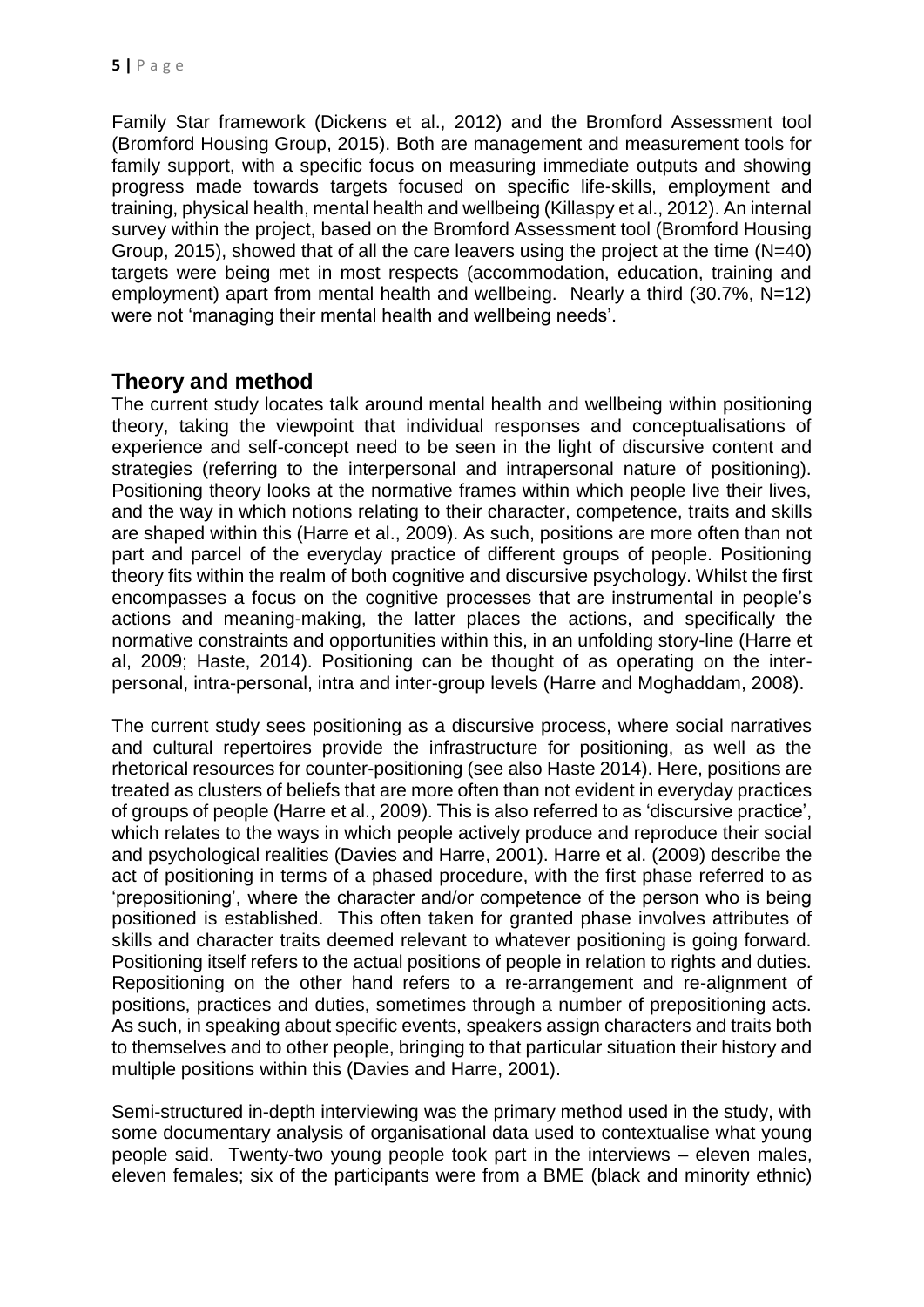Family Star framework (Dickens et al., 2012) and the Bromford Assessment tool (Bromford Housing Group, 2015). Both are management and measurement tools for family support, with a specific focus on measuring immediate outputs and showing progress made towards targets focused on specific life-skills, employment and training, physical health, mental health and wellbeing (Killaspy et al., 2012). An internal survey within the project, based on the Bromford Assessment tool (Bromford Housing Group, 2015), showed that of all the care leavers using the project at the time (N=40) targets were being met in most respects (accommodation, education, training and employment) apart from mental health and wellbeing. Nearly a third (30.7%, N=12) were not 'managing their mental health and wellbeing needs'.

## Theory and method

The current study locates talk around mental health and wellbeing within positioning theory, taking the viewpoint that individual responses and conceptualisations of experience and self-concept need to be seen in the light of discursive content and strategies (referring to the interpersonal and intrapersonal nature of positioning). Positioning theory looks at the normative frames within which people live their lives, and the way in which notions relating to their character, competence, traits and skills are shaped within this (Harre et al., 2009). As such, positions are more often than not part and parcel of the everyday practice of different groups of people. Positioning theory fits within the realm of both cognitive and discursive psychology. Whilst the first encompasses a focus on the cognitive processes that are instrumental in people's actions and meaning-making, the latter places the actions, and specifically the normative constraints and opportunities within this, in an unfolding story-line (Harre et al, 2009; Haste, 2014). Positioning can be thought of as operating on the inter-personal, intra-personal, intra and inter-group levels (Harre and Moghaddam, 2008).

The current study sees positioning as a discursive process, where social narratives and cultural repertoires provide the infrastructure for positioning, as well as the rhetorical resources for counter-positioning (see also Haste 2014). Here, positions are treated as clusters of beliefs that are more often than not evident in everyday practices of groups of people (Harre et al., 2009). This is also referred to as 'discursive practice', which relates to the ways in which people actively produce and reproduce their social and psychological realities (Davies and Harre, 2001). Harre et al. (2009) describe the act of positioning in terms of a phased procedure, with the first phase referred to as 'prepositioning', where the character and/or competence of the person who is being positioned is established. This often taken for granted phase involves attributes of skills and character traits deemed relevant to whatever positioning is going forward. Positioning itself refers to the actual positions of people in relation to rights and duties. Repositioning on the other hand refers to a re-arrangement and re-alignment of positions, practices and duties, sometimes through a number of prepositioning acts. As such, in speaking about specific events, speakers assign characters and traits both to themselves and to other people, bringing to that particular situation their history and multiple positions within this (Davies and Harre, 2001).

Semi-structured in-depth interviewing was the primary method used in the study, with some documentary analysis of organisational data used to contextualise what young people said. Twenty-two young people took part in the interviews – eleven males, eleven females; six of the participants were from a BME (black and minority ethnic)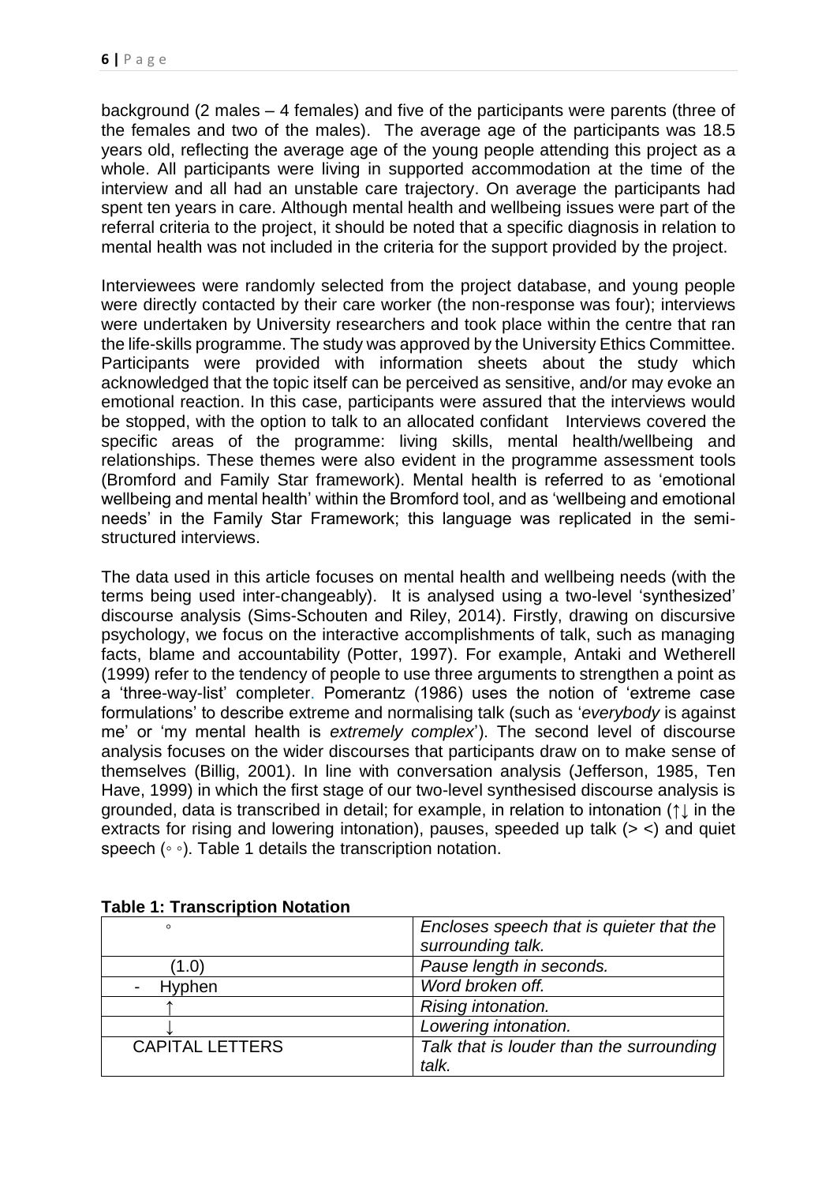background (2 males – 4 females) and five of the participants were parents (three of the females and two of the males). The average age of the participants was 18.5 years old, reflecting the average age of the young people attending this project as a whole. All participants were living in supported accommodation at the time of the interview and all had an unstable care trajectory. On average the participants had spent ten years in care. Although mental health and wellbeing issues were part of the referral criteria to the project, it should be noted that a specific diagnosis in relation to mental health was not included in the criteria for the support provided by the project.

Interviewees were randomly selected from the project database, and young people were directly contacted by their care worker (the non-response was four); interviews were undertaken by University researchers and took place within the centre that ran the life-skills programme. The study was approved by the University Ethics Committee. Participants were provided with information sheets about the study which acknowledged that the topic itself can be perceived as sensitive, and/or may evoke an emotional reaction. In this case, participants were assured that the interviews would be stopped, with the option to talk to an allocated confidant Interviews covered the specific areas of the programme: living skills, mental health/wellbeing and relationships. These themes were also evident in the programme assessment tools (Bromford and Family Star framework). Mental health is referred to as 'emotional wellbeing and mental health' within the Bromford tool, and as 'wellbeing and emotional needs' in the Family Star Framework; this language was replicated in the semi-structured interviews.

The data used in this article focuses on mental health and wellbeing needs (with the terms being used inter-changeably). It is analysed using a two-level 'synthesized' discourse analysis (Sims-Schouten and Riley, 2014). Firstly, drawing on discursive psychology, we focus on the interactive accomplishments of talk, such as managing facts, blame and accountability (Potter, 1997). For example, Antaki and Wetherell (1999) refer to the tendency of people to use three arguments to strengthen a point as a 'three-way-list' completer. Pomerantz (1986) uses the notion of 'extreme case formulations' to describe extreme and normalising talk (such as '*everybody* is against me' or 'my mental health is *extremely complex*'). The second level of discourse analysis focuses on the wider discourses that participants draw on to make sense of themselves (Billig, 2001). In line with conversation analysis (Jefferson, 1985, Ten Have, 1999) in which the first stage of our two-level synthesised discourse analysis is grounded, data is transcribed in detail; for example, in relation to intonation (↑↓ in the extracts for rising and lowering intonation), pauses, speeded up talk (> <) and quiet speech (◦ ◦). Table 1 details the transcription notation.

**Table 1: Transcription Notation**

| | |
|---|---|
| ◦ | *Encloses speech that is quieter that the surrounding talk.* |
| (1.0) | *Pause length in seconds.* |
| - Hyphen | *Word broken off.* |
| ↑ | *Rising intonation.* |
| ↓ | *Lowering intonation.* |
| CAPITAL LETTERS | *Talk that is louder than the surrounding talk.* |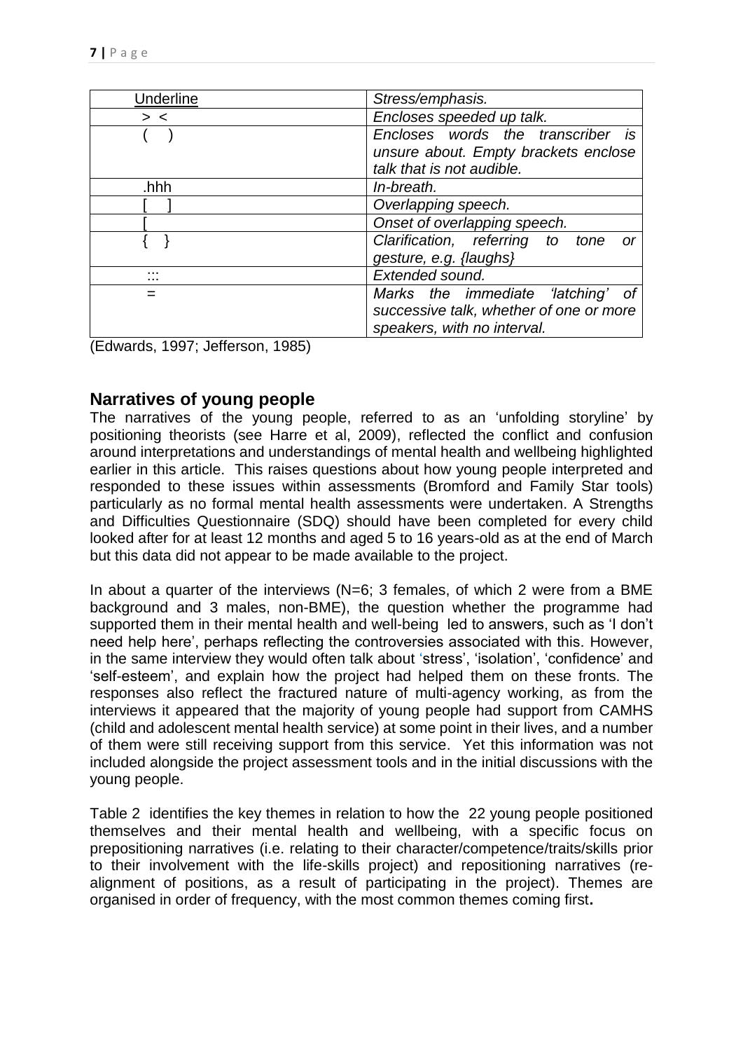| Underline | *Stress/emphasis.* |
|---|---|
| > < | *Encloses speeded up talk.* |
| ( ) | *Encloses words the transcriber is unsure about. Empty brackets enclose talk that is not audible.* |
| .hhh | *In-breath.* |
| [ ] | *Overlapping speech.* |
| [ | *Onset of overlapping speech.* |
| { } | *Clarification, referring to tone or gesture, e.g. {laughs}* |
| ::: | *Extended sound.* |
| = | *Marks the immediate 'latching' of successive talk, whether of one or more speakers, with no interval.* |

(Edwards, 1997; Jefferson, 1985)

## Narratives of young people

The narratives of the young people, referred to as an 'unfolding storyline' by positioning theorists (see Harre et al, 2009), reflected the conflict and confusion around interpretations and understandings of mental health and wellbeing highlighted earlier in this article. This raises questions about how young people interpreted and responded to these issues within assessments (Bromford and Family Star tools) particularly as no formal mental health assessments were undertaken. A Strengths and Difficulties Questionnaire (SDQ) should have been completed for every child looked after for at least 12 months and aged 5 to 16 years-old as at the end of March but this data did not appear to be made available to the project.

In about a quarter of the interviews (N=6; 3 females, of which 2 were from a BME background and 3 males, non-BME), the question whether the programme had supported them in their mental health and well-being led to answers, such as 'I don't need help here', perhaps reflecting the controversies associated with this. However, in the same interview they would often talk about 'stress', 'isolation', 'confidence' and 'self-esteem', and explain how the project had helped them on these fronts. The responses also reflect the fractured nature of multi-agency working, as from the interviews it appeared that the majority of young people had support from CAMHS (child and adolescent mental health service) at some point in their lives, and a number of them were still receiving support from this service. Yet this information was not included alongside the project assessment tools and in the initial discussions with the young people.

Table 2 identifies the key themes in relation to how the 22 young people positioned themselves and their mental health and wellbeing, with a specific focus on prepositioning narratives (i.e. relating to their character/competence/traits/skills prior to their involvement with the life-skills project) and repositioning narratives (re-alignment of positions, as a result of participating in the project). Themes are organised in order of frequency, with the most common themes coming first.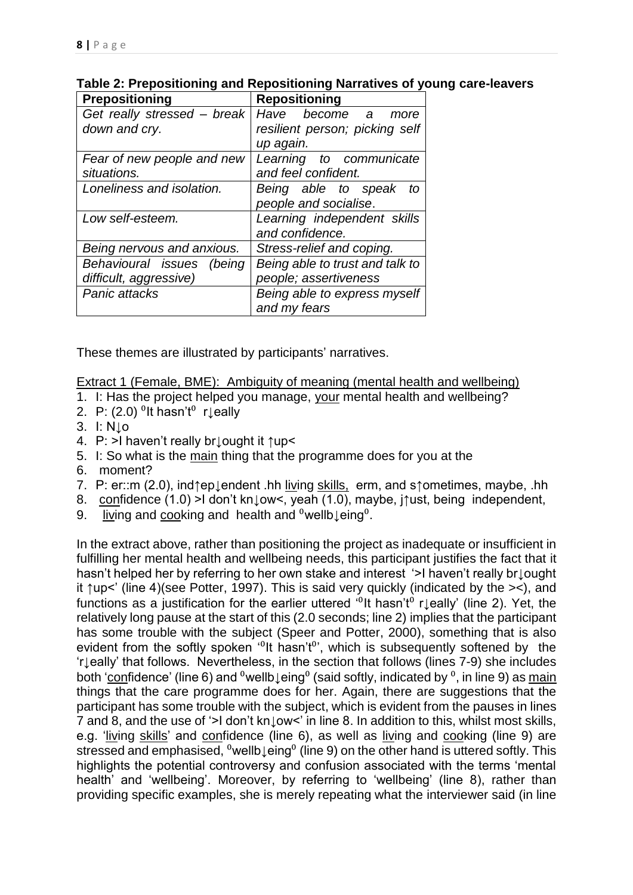**Table 2: Prepositioning and Repositioning Narratives of young care-leavers**

| Prepositioning | Repositioning |
|---|---|
| *Get really stressed – break down and cry.* | *Have become a more resilient person; picking self up again.* |
| *Fear of new people and new situations.* | *Learning to communicate and feel confident.* |
| *Loneliness and isolation.* | *Being able to speak to people and socialise*. |
| *Low self-esteem.* | *Learning independent skills and confidence.* |
| *Being nervous and anxious.* | *Stress-relief and coping.* |
| *Behavioural issues (being difficult, aggressive)* | *Being able to trust and talk to people; assertiveness* |
| *Panic attacks* | *Being able to express myself and my fears* |

These themes are illustrated by participants' narratives.

<u>Extract 1 (Female, BME): Ambiguity of meaning (mental health and wellbeing)</u>

1. I: Has the project helped you manage, <u>your</u> mental health and wellbeing?
2. P: (2.0) ⁰It hasn't⁰ r↓eally
3. I: N↓o
4. P: >I haven't really br↓ought it ↑up<
5. I: So what is the <u>main</u> thing that the programme does for you at the
6. moment?
7. P: er::m (2.0), ind↑ep↓endent .hh <u>liv</u>ing <u>skills,</u> erm, and s↑ometimes, maybe, .hh
8. <u>con</u>fidence (1.0) >I don't kn↓ow<, yeah (1.0), maybe, j↑ust, being independent,
9. <u>liv</u>ing and <u>coo</u>king and health and ⁰wellb↓eing⁰.

In the extract above, rather than positioning the project as inadequate or insufficient in fulfilling her mental health and wellbeing needs, this participant justifies the fact that it hasn't helped her by referring to her own stake and interest '>I haven't really br↓ought it ↑up<' (line 4)(see Potter, 1997). This is said very quickly (indicated by the ><), and functions as a justification for the earlier uttered '⁰It hasn't⁰ r↓eally' (line 2). Yet, the relatively long pause at the start of this (2.0 seconds; line 2) implies that the participant has some trouble with the subject (Speer and Potter, 2000), something that is also evident from the softly spoken '⁰It hasn't⁰', which is subsequently softened by the 'r↓eally' that follows. Nevertheless, in the section that follows (lines 7-9) she includes both '<u>con</u>fidence' (line 6) and ⁰wellb↓eing⁰ (said softly, indicated by ⁰, in line 9) as <u>main</u> things that the care programme does for her. Again, there are suggestions that the participant has some trouble with the subject, which is evident from the pauses in lines 7 and 8, and the use of '>I don't kn↓ow<' in line 8. In addition to this, whilst most skills, e.g. '<u>liv</u>ing <u>skills</u>' and <u>con</u>fidence (line 6), as well as <u>liv</u>ing and <u>coo</u>king (line 9) are stressed and emphasised, ⁰wellb↓eing⁰ (line 9) on the other hand is uttered softly. This highlights the potential controversy and confusion associated with the terms 'mental health' and 'wellbeing'. Moreover, by referring to 'wellbeing' (line 8), rather than providing specific examples, she is merely repeating what the interviewer said (in line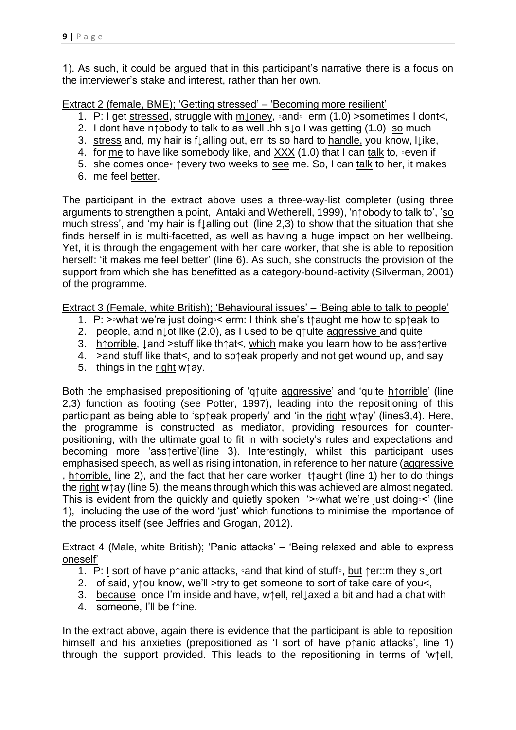1). As such, it could be argued that in this participant's narrative there is a focus on the interviewer's stake and interest, rather than her own.

<u>Extract 2 (female, BME); 'Getting stressed' – 'Becoming more resilient'</u>

1. P: I get <u>stressed</u>, struggle with <u>m↓oney</u>, ◦and◦ erm (1.0) >sometimes I dont<,
2. I dont have n↑obody to talk to as well .hh s↓o I was getting (1.0) <u>so</u> much
3. <u>stress</u> and, my hair is f↓alling out, err its so hard to <u>handle,</u> you know, l↓ike,
4. for <u>me</u> to have like somebody like, and <u>XXX</u> (1.0) that I can <u>talk</u> to, ◦even if
5. she comes once◦ ↑every two weeks to <u>see</u> me. So, I can <u>talk</u> to her, it makes
6. me feel <u>better</u>.

The participant in the extract above uses a three-way-list completer (using three arguments to strengthen a point, Antaki and Wetherell, 1999), 'n↑obody to talk to', '<u>so</u> much <u>stress</u>', and 'my hair is f↓alling out' (line 2,3) to show that the situation that she finds herself in is multi-facetted, as well as having a huge impact on her wellbeing. Yet, it is through the engagement with her care worker, that she is able to reposition herself: 'it makes me feel <u>better</u>' (line 6). As such, she constructs the provision of the support from which she has benefitted as a category-bound-activity (Silverman, 2001) of the programme.

<u>Extract 3 (Female, white British); 'Behavioural issues' – 'Being able to talk to people'</u>

1. P: >◦what we're just doing◦< erm: I think she's t↑aught me how to sp↑eak to
2. people, a:nd n↓ot like (2.0), as I used to be q↑uite <u>aggressive</u> and quite
3. <u>h↑orrible</u>, ↓and >stuff like th↑at<, <u>which</u> make you learn how to be ass↑ertive
4. >and stuff like that<, and to sp↑eak properly and not get wound up, and say
5. things in the <u>right</u> w↑ay.

Both the emphasised prepositioning of 'q↑uite <u>aggressive</u>' and 'quite <u>h↑orrible</u>' (line 2,3) function as footing (see Potter, 1997), leading into the repositioning of this participant as being able to 'sp↑eak properly' and 'in the <u>right</u> w↑ay' (lines3,4). Here, the programme is constructed as mediator, providing resources for counter-positioning, with the ultimate goal to fit in with society's rules and expectations and becoming more 'ass↑ertive'(line 3). Interestingly, whilst this participant uses emphasised speech, as well as rising intonation, in reference to her nature (<u>aggressive</u> , <u>h↑orrible,</u> line 2), and the fact that her care worker t↑aught (line 1) her to do things the <u>right</u> w↑ay (line 5), the means through which this was achieved are almost negated. This is evident from the quickly and quietly spoken '>◦what we're just doing◦<' (line 1), including the use of the word 'just' which functions to minimise the importance of the process itself (see Jeffries and Grogan, 2012).

<u>Extract 4 (Male, white British); 'Panic attacks' – 'Being relaxed and able to express oneself'</u>

1. P: <u>I</u> sort of have p↑anic attacks, ◦and that kind of stuff◦, <u>but</u> ↑er::m they s↓ort
2. of said, y↑ou know, we'll >try to get someone to sort of take care of you<,
3. <u>because</u> once I'm inside and have, w↑ell, rel↓axed a bit and had a chat with
4. someone, I'll be <u>f↑ine</u>.

In the extract above, again there is evidence that the participant is able to reposition himself and his anxieties (prepositioned as '<u>I</u> sort of have p↑anic attacks', line 1) through the support provided. This leads to the repositioning in terms of 'w↑ell,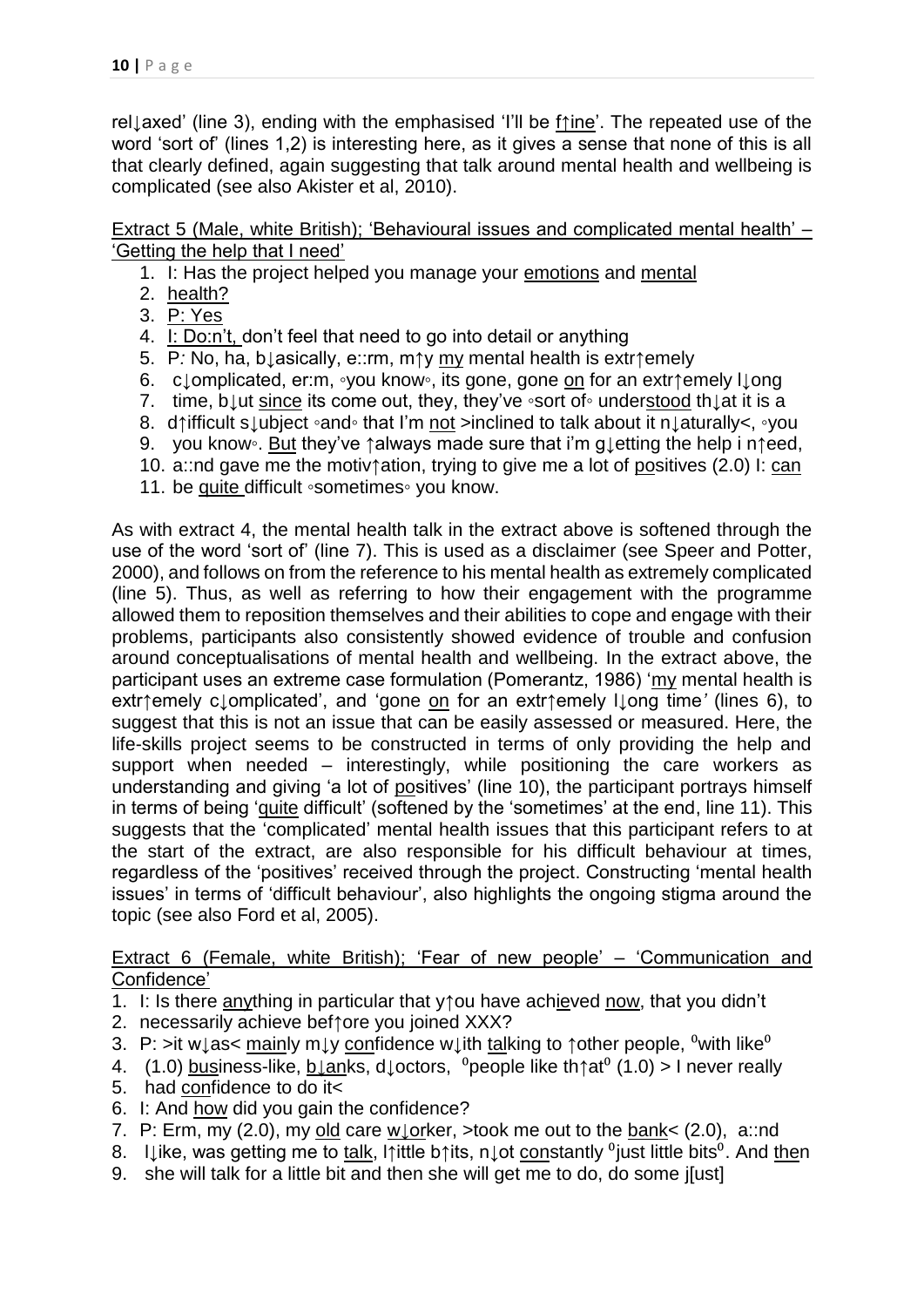rel↓axed' (line 3), ending with the emphasised 'I'll be f↑ine'. The repeated use of the word 'sort of' (lines 1,2) is interesting here, as it gives a sense that none of this is all that clearly defined, again suggesting that talk around mental health and wellbeing is complicated (see also Akister et al, 2010).

Extract 5 (Male, white British); 'Behavioural issues and complicated mental health' – 'Getting the help that I need'

1. I: Has the project helped you manage your emotions and mental
2. health?
3. P: Yes
4. I: Do:n't, don't feel that need to go into detail or anything
5. P: No, ha, b↓asically, e::rm, m↑y my mental health is extr↑emely
6. c↓omplicated, er:m, ◦you know◦, its gone, gone on for an extr↑emely l↓ong
7. time, b↓ut since its come out, they, they've ◦sort of◦ understood th↓at it is a
8. d↑ifficult s↓ubject ◦and◦ that I'm not >inclined to talk about it n↓aturally<, ◦you
9. you know◦. But they've ↑always made sure that i'm g↓etting the help i n↑eed,
10. a::nd gave me the motiv↑ation, trying to give me a lot of positives (2.0) I: can
11. be quite difficult ◦sometimes◦ you know.

As with extract 4, the mental health talk in the extract above is softened through the use of the word 'sort of' (line 7). This is used as a disclaimer (see Speer and Potter, 2000), and follows on from the reference to his mental health as extremely complicated (line 5). Thus, as well as referring to how their engagement with the programme allowed them to reposition themselves and their abilities to cope and engage with their problems, participants also consistently showed evidence of trouble and confusion around conceptualisations of mental health and wellbeing. In the extract above, the participant uses an extreme case formulation (Pomerantz, 1986) 'my mental health is extr↑emely c↓omplicated', and 'gone on for an extr↑emely l↓ong time' (lines 6), to suggest that this is not an issue that can be easily assessed or measured. Here, the life-skills project seems to be constructed in terms of only providing the help and support when needed – interestingly, while positioning the care workers as understanding and giving 'a lot of positives' (line 10), the participant portrays himself in terms of being 'quite difficult' (softened by the 'sometimes' at the end, line 11). This suggests that the 'complicated' mental health issues that this participant refers to at the start of the extract, are also responsible for his difficult behaviour at times, regardless of the 'positives' received through the project. Constructing 'mental health issues' in terms of 'difficult behaviour', also highlights the ongoing stigma around the topic (see also Ford et al, 2005).

Extract 6 (Female, white British); 'Fear of new people' – 'Communication and Confidence'

1. I: Is there anything in particular that y↑ou have achieved now, that you didn't
2. necessarily achieve bef↑ore you joined XXX?
3. P: >it w↓as< mainly m↓y confidence w↓ith talking to ↑other people, °with like°
4. (1.0) business-like, b↓anks, d↓octors, °people like th↑at° (1.0) > I never really
5. had confidence to do it<
6. I: And how did you gain the confidence?
7. P: Erm, my (2.0), my old care w↓orker, >took me out to the bank< (2.0), a::nd
8. l↓ike, was getting me to talk, l↑ittle b↑its, n↓ot constantly °just little bits°. And then
9. she will talk for a little bit and then she will get me to do, do some j[ust]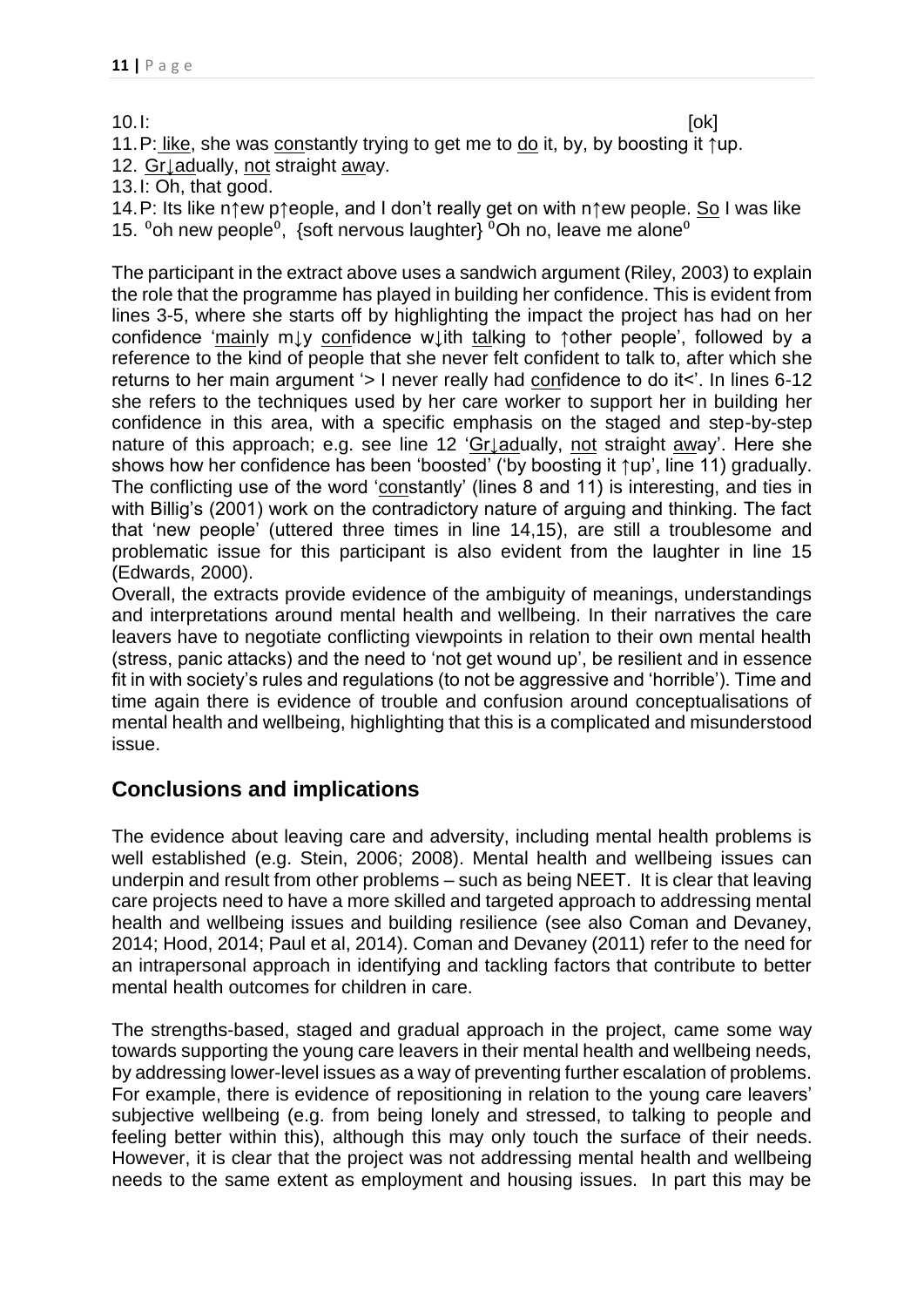10. I: [ok]
11. P: like, she was constantly trying to get me to do it, by, by boosting it ↑up.
12. Gr↓adually, not straight away.
13. I: Oh, that good.
14. P: Its like n↑ew p↑eople, and I don't really get on with n↑ew people. So I was like
15. °oh new people°, {soft nervous laughter} °Oh no, leave me alone°

The participant in the extract above uses a sandwich argument (Riley, 2003) to explain the role that the programme has played in building her confidence. This is evident from lines 3-5, where she starts off by highlighting the impact the project has had on her confidence 'mainly m↓y confidence w↓ith talking to ↑other people', followed by a reference to the kind of people that she never felt confident to talk to, after which she returns to her main argument '> I never really had confidence to do it<'. In lines 6-12 she refers to the techniques used by her care worker to support her in building her confidence in this area, with a specific emphasis on the staged and step-by-step nature of this approach; e.g. see line 12 'Gr↓adually, not straight away'. Here she shows how her confidence has been 'boosted' ('by boosting it ↑up', line 11) gradually. The conflicting use of the word 'constantly' (lines 8 and 11) is interesting, and ties in with Billig's (2001) work on the contradictory nature of arguing and thinking. The fact that 'new people' (uttered three times in line 14,15), are still a troublesome and problematic issue for this participant is also evident from the laughter in line 15 (Edwards, 2000).

Overall, the extracts provide evidence of the ambiguity of meanings, understandings and interpretations around mental health and wellbeing. In their narratives the care leavers have to negotiate conflicting viewpoints in relation to their own mental health (stress, panic attacks) and the need to 'not get wound up', be resilient and in essence fit in with society's rules and regulations (to not be aggressive and 'horrible'). Time and time again there is evidence of trouble and confusion around conceptualisations of mental health and wellbeing, highlighting that this is a complicated and misunderstood issue.

## Conclusions and implications

The evidence about leaving care and adversity, including mental health problems is well established (e.g. Stein, 2006; 2008). Mental health and wellbeing issues can underpin and result from other problems – such as being NEET. It is clear that leaving care projects need to have a more skilled and targeted approach to addressing mental health and wellbeing issues and building resilience (see also Coman and Devaney, 2014; Hood, 2014; Paul et al, 2014). Coman and Devaney (2011) refer to the need for an intrapersonal approach in identifying and tackling factors that contribute to better mental health outcomes for children in care.

The strengths-based, staged and gradual approach in the project, came some way towards supporting the young care leavers in their mental health and wellbeing needs, by addressing lower-level issues as a way of preventing further escalation of problems. For example, there is evidence of repositioning in relation to the young care leavers' subjective wellbeing (e.g. from being lonely and stressed, to talking to people and feeling better within this), although this may only touch the surface of their needs. However, it is clear that the project was not addressing mental health and wellbeing needs to the same extent as employment and housing issues. In part this may be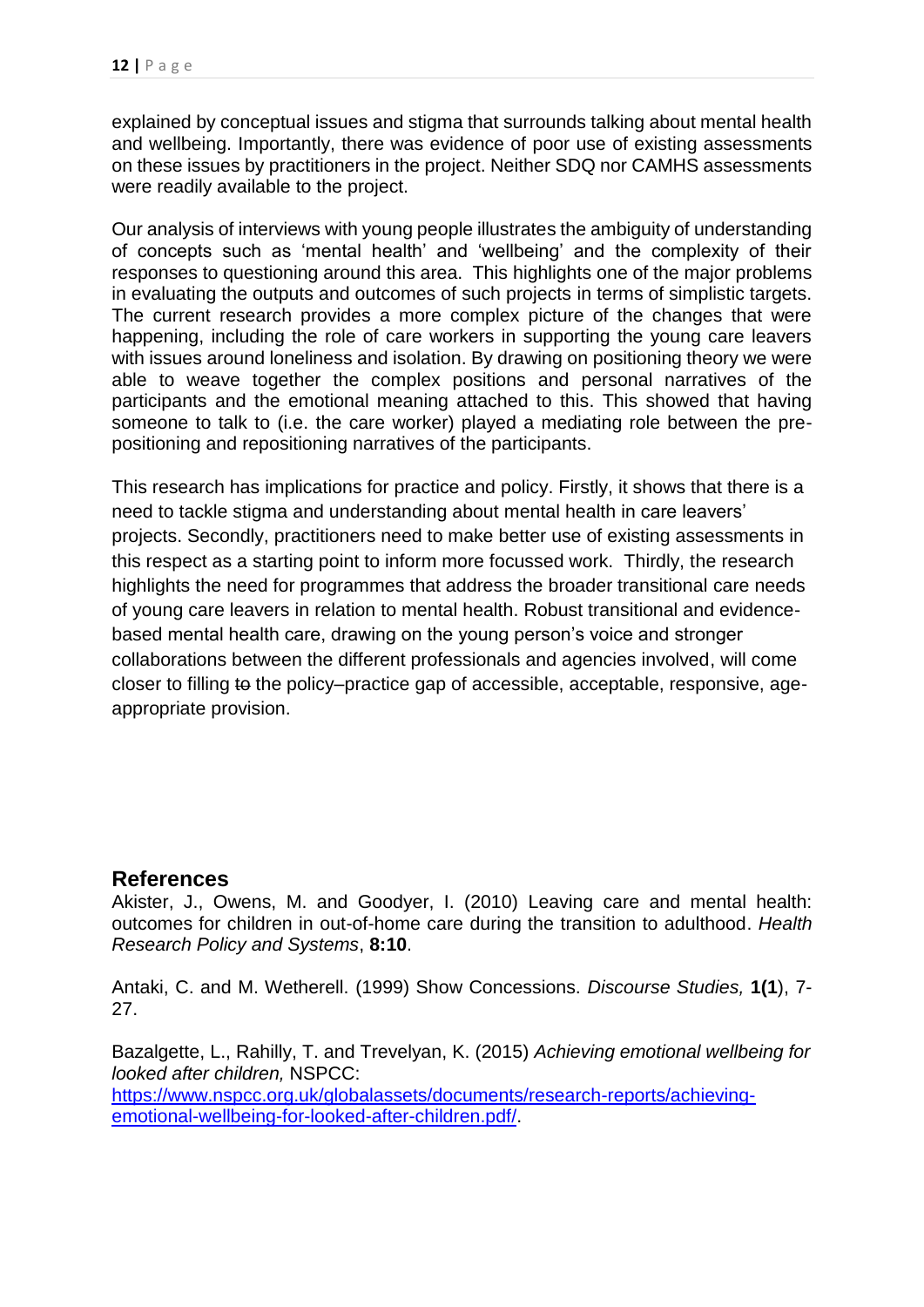explained by conceptual issues and stigma that surrounds talking about mental health and wellbeing. Importantly, there was evidence of poor use of existing assessments on these issues by practitioners in the project. Neither SDQ nor CAMHS assessments were readily available to the project.

Our analysis of interviews with young people illustrates the ambiguity of understanding of concepts such as 'mental health' and 'wellbeing' and the complexity of their responses to questioning around this area. This highlights one of the major problems in evaluating the outputs and outcomes of such projects in terms of simplistic targets. The current research provides a more complex picture of the changes that were happening, including the role of care workers in supporting the young care leavers with issues around loneliness and isolation. By drawing on positioning theory we were able to weave together the complex positions and personal narratives of the participants and the emotional meaning attached to this. This showed that having someone to talk to (i.e. the care worker) played a mediating role between the pre-positioning and repositioning narratives of the participants.

This research has implications for practice and policy. Firstly, it shows that there is a need to tackle stigma and understanding about mental health in care leavers' projects. Secondly, practitioners need to make better use of existing assessments in this respect as a starting point to inform more focussed work. Thirdly, the research highlights the need for programmes that address the broader transitional care needs of young care leavers in relation to mental health. Robust transitional and evidence-based mental health care, drawing on the young person's voice and stronger collaborations between the different professionals and agencies involved, will come closer to filling ~~to~~ the policy–practice gap of accessible, acceptable, responsive, age-appropriate provision.

## References

Akister, J., Owens, M. and Goodyer, I. (2010) Leaving care and mental health: outcomes for children in out-of-home care during the transition to adulthood. *Health Research Policy and Systems*, **8:10**.

Antaki, C. and M. Wetherell. (1999) Show Concessions. *Discourse Studies,* **1(1**), 7-27.

Bazalgette, L., Rahilly, T. and Trevelyan, K. (2015) *Achieving emotional wellbeing for looked after children,* NSPCC: https://www.nspcc.org.uk/globalassets/documents/research-reports/achieving-emotional-wellbeing-for-looked-after-children.pdf/.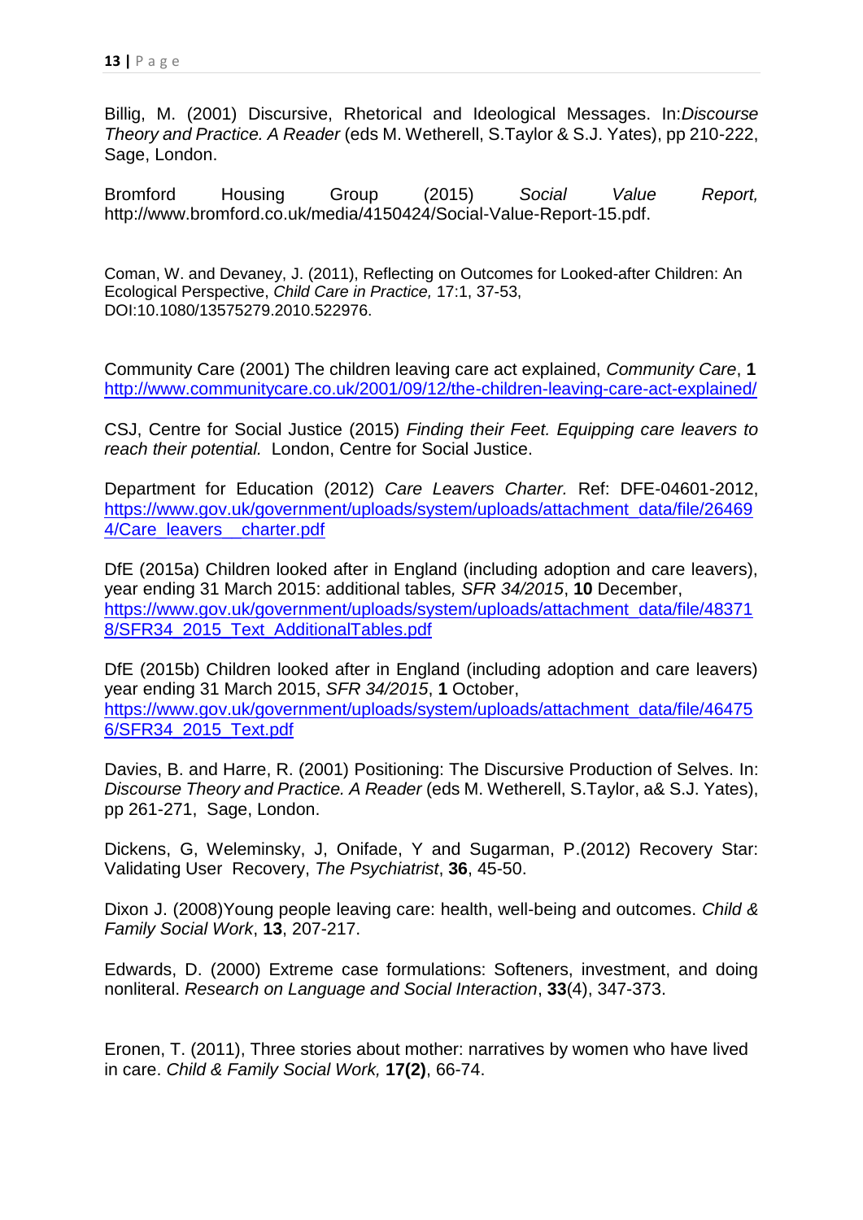Billig, M. (2001) Discursive, Rhetorical and Ideological Messages. In:*Discourse Theory and Practice. A Reader* (eds M. Wetherell, S.Taylor & S.J. Yates), pp 210-222, Sage, London.

Bromford Housing Group (2015) *Social Value Report,* http://www.bromford.co.uk/media/4150424/Social-Value-Report-15.pdf.

Coman, W. and Devaney, J. (2011), Reflecting on Outcomes for Looked-after Children: An Ecological Perspective, *Child Care in Practice,* 17:1, 37-53, DOI:10.1080/13575279.2010.522976.

Community Care (2001) The children leaving care act explained, *Community Care*, **1** http://www.communitycare.co.uk/2001/09/12/the-children-leaving-care-act-explained/

CSJ, Centre for Social Justice (2015) *Finding their Feet. Equipping care leavers to reach their potential.* London, Centre for Social Justice.

Department for Education (2012) *Care Leavers Charter.* Ref: DFE-04601-2012, https://www.gov.uk/government/uploads/system/uploads/attachment_data/file/264694/Care_leavers__charter.pdf

DfE (2015a) Children looked after in England (including adoption and care leavers), year ending 31 March 2015: additional tables*, SFR 34/2015*, **10** December, https://www.gov.uk/government/uploads/system/uploads/attachment_data/file/483718/SFR34_2015_Text_AdditionalTables.pdf

DfE (2015b) Children looked after in England (including adoption and care leavers) year ending 31 March 2015, *SFR 34/2015*, **1** October, https://www.gov.uk/government/uploads/system/uploads/attachment_data/file/464756/SFR34_2015_Text.pdf

Davies, B. and Harre, R. (2001) Positioning: The Discursive Production of Selves. In: *Discourse Theory and Practice. A Reader* (eds M. Wetherell, S.Taylor, a& S.J. Yates), pp 261-271, Sage, London.

Dickens, G, Weleminsky, J, Onifade, Y and Sugarman, P.(2012) Recovery Star: Validating User Recovery, *The Psychiatrist*, **36**, 45-50.

Dixon J. (2008)Young people leaving care: health, well-being and outcomes. *Child & Family Social Work*, **13**, 207-217.

Edwards, D. (2000) Extreme case formulations: Softeners, investment, and doing nonliteral. *Research on Language and Social Interaction*, **33**(4), 347-373.

Eronen, T. (2011), Three stories about mother: narratives by women who have lived in care. *Child & Family Social Work,* **17(2)**, 66-74.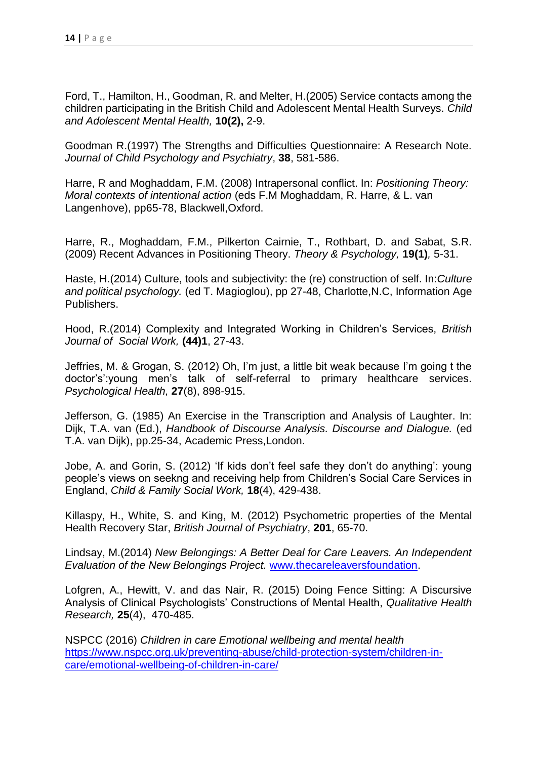Ford, T., Hamilton, H., Goodman, R. and Melter, H.(2005) Service contacts among the children participating in the British Child and Adolescent Mental Health Surveys. *Child and Adolescent Mental Health,* **10(2),** 2-9.

Goodman R.(1997) The Strengths and Difficulties Questionnaire: A Research Note. *Journal of Child Psychology and Psychiatry*, **38**, 581-586.

Harre, R and Moghaddam, F.M. (2008) Intrapersonal conflict. In: *Positioning Theory: Moral contexts of intentional action* (eds F.M Moghaddam, R. Harre, & L. van Langenhove), pp65-78, Blackwell,Oxford.

Harre, R., Moghaddam, F.M., Pilkerton Cairnie, T., Rothbart, D. and Sabat, S.R. (2009) Recent Advances in Positioning Theory. *Theory & Psychology,* **19(1)***,* 5-31.

Haste, H.(2014) Culture, tools and subjectivity: the (re) construction of self. In:*Culture and political psychology.* (ed T. Magioglou), pp 27-48, Charlotte,N.C, Information Age Publishers.

Hood, R.(2014) Complexity and Integrated Working in Children's Services, *British Journal of Social Work,* **(44)1**, 27-43.

Jeffries, M. & Grogan, S. (2012) Oh, I'm just, a little bit weak because I'm going t the doctor's':young men's talk of self-referral to primary healthcare services. *Psychological Health,* **27**(8), 898-915.

Jefferson, G. (1985) An Exercise in the Transcription and Analysis of Laughter. In: Dijk, T.A. van (Ed.), *Handbook of Discourse Analysis. Discourse and Dialogue.* (ed T.A. van Dijk), pp.25-34, Academic Press,London.

Jobe, A. and Gorin, S. (2012) 'If kids don't feel safe they don't do anything': young people's views on seekng and receiving help from Children's Social Care Services in England, *Child & Family Social Work,* **18**(4), 429-438.

Killaspy, H., White, S. and King, M. (2012) Psychometric properties of the Mental Health Recovery Star, *British Journal of Psychiatry*, **201**, 65-70.

Lindsay, M.(2014) *New Belongings: A Better Deal for Care Leavers. An Independent Evaluation of the New Belongings Project.* [www.thecareleaversfoundation](www.thecareleaversfoundation).

Lofgren, A., Hewitt, V. and das Nair, R. (2015) Doing Fence Sitting: A Discursive Analysis of Clinical Psychologists' Constructions of Mental Health, *Qualitative Health Research,* **25**(4), 470-485.

NSPCC (2016) *Children in care Emotional wellbeing and mental health* [https://www.nspcc.org.uk/preventing-abuse/child-protection-system/children-in-care/emotional-wellbeing-of-children-in-care/](https://www.nspcc.org.uk/preventing-abuse/child-protection-system/children-in-care/emotional-wellbeing-of-children-in-care/)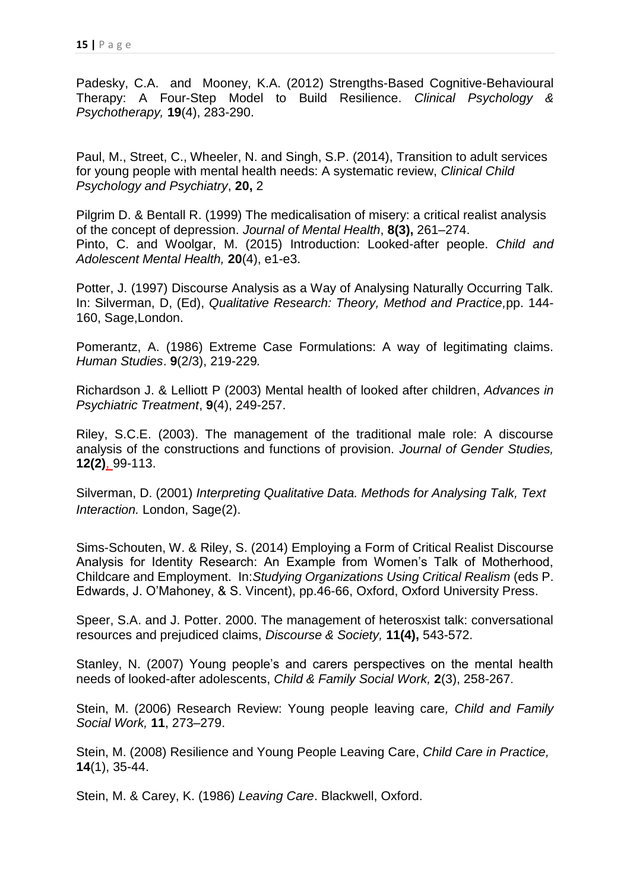Padesky, C.A. and Mooney, K.A. (2012) Strengths-Based Cognitive-Behavioural Therapy: A Four-Step Model to Build Resilience. *Clinical Psychology & Psychotherapy,* **19**(4), 283-290.

Paul, M., Street, C., Wheeler, N. and Singh, S.P. (2014), Transition to adult services for young people with mental health needs: A systematic review, *Clinical Child Psychology and Psychiatry*, **20,** 2

Pilgrim D. & Bentall R. (1999) The medicalisation of misery: a critical realist analysis of the concept of depression. *Journal of Mental Health*, **8(3),** 261–274.
Pinto, C. and Woolgar, M. (2015) Introduction: Looked-after people. *Child and Adolescent Mental Health,* **20**(4), e1-e3.

Potter, J. (1997) Discourse Analysis as a Way of Analysing Naturally Occurring Talk. In: Silverman, D, (Ed), *Qualitative Research: Theory, Method and Practice,*pp. 144-160, Sage,London.

Pomerantz, A. (1986) Extreme Case Formulations: A way of legitimating claims. *Human Studies*. **9**(2/3), 219-229*.*

Richardson J. & Lelliott P (2003) Mental health of looked after children, *Advances in Psychiatric Treatment*, **9**(4), 249-257.

Riley, S.C.E. (2003). The management of the traditional male role: A discourse analysis of the constructions and functions of provision. *Journal of Gender Studies,* **12(2)**, 99-113.

Silverman, D. (2001) *Interpreting Qualitative Data. Methods for Analysing Talk, Text Interaction.* London, Sage(2).

Sims-Schouten, W. & Riley, S. (2014) Employing a Form of Critical Realist Discourse Analysis for Identity Research: An Example from Women's Talk of Motherhood, Childcare and Employment. In:*Studying Organizations Using Critical Realism* (eds P. Edwards, J. O'Mahoney, & S. Vincent), pp.46-66, Oxford, Oxford University Press.

Speer, S.A. and J. Potter. 2000. The management of heterosxist talk: conversational resources and prejudiced claims, *Discourse & Society,* **11(4),** 543-572.

Stanley, N. (2007) Young people's and carers perspectives on the mental health needs of looked-after adolescents, *Child & Family Social Work,* **2**(3), 258-267.

Stein, M. (2006) Research Review: Young people leaving care*, Child and Family Social Work,* **11**, 273–279.

Stein, M. (2008) Resilience and Young People Leaving Care, *Child Care in Practice,* **14**(1), 35-44.

Stein, M. & Carey, K. (1986) *Leaving Care*. Blackwell, Oxford.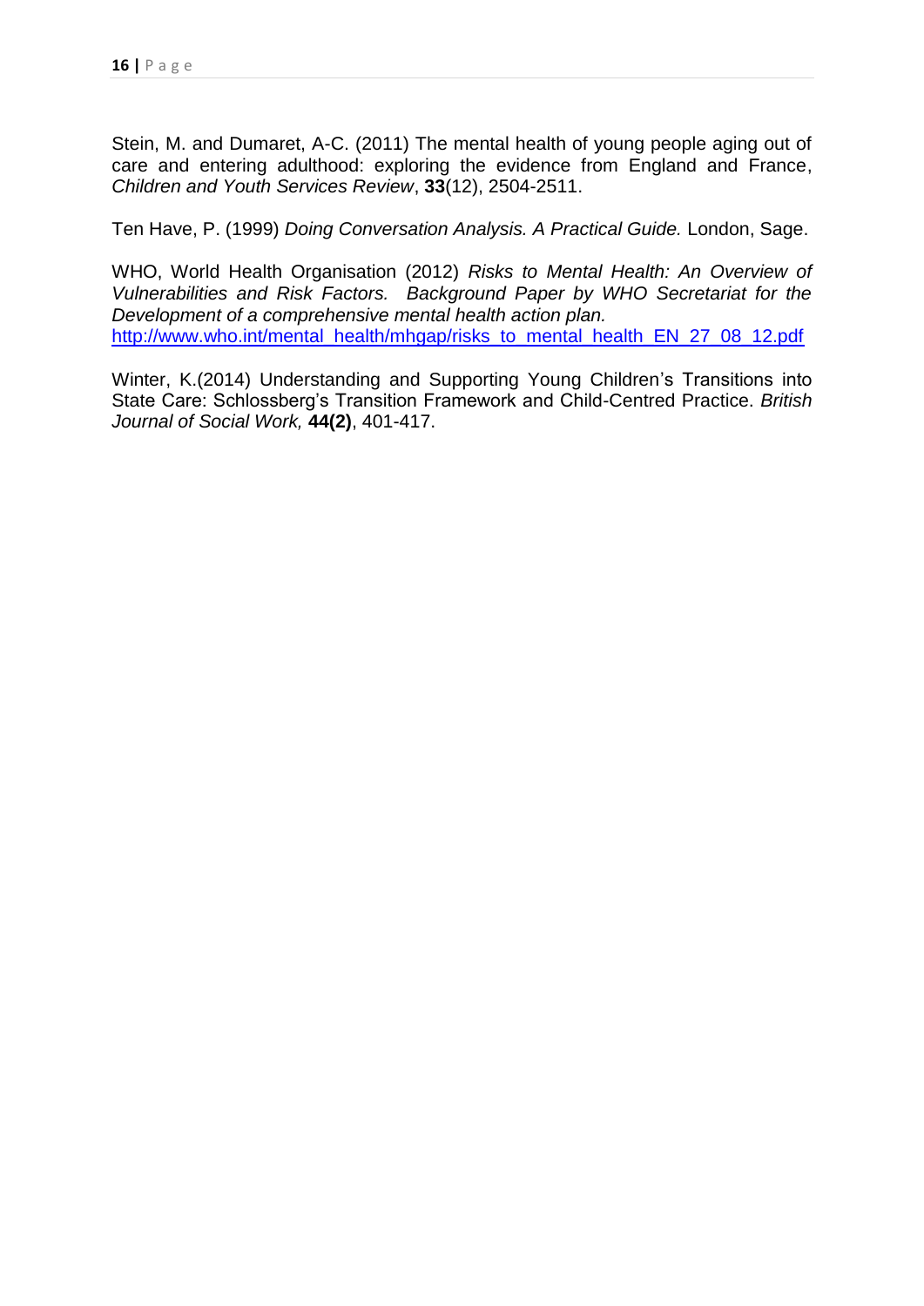Stein, M. and Dumaret, A-C. (2011) The mental health of young people aging out of care and entering adulthood: exploring the evidence from England and France, *Children and Youth Services Review*, **33**(12), 2504-2511.

Ten Have, P. (1999) *Doing Conversation Analysis. A Practical Guide.* London, Sage.

WHO, World Health Organisation (2012) *Risks to Mental Health: An Overview of Vulnerabilities and Risk Factors. Background Paper by WHO Secretariat for the Development of a comprehensive mental health action plan.* http://www.who.int/mental_health/mhgap/risks_to_mental_health_EN_27_08_12.pdf

Winter, K.(2014) Understanding and Supporting Young Children's Transitions into State Care: Schlossberg's Transition Framework and Child-Centred Practice. *British Journal of Social Work,* **44(2)**, 401-417.